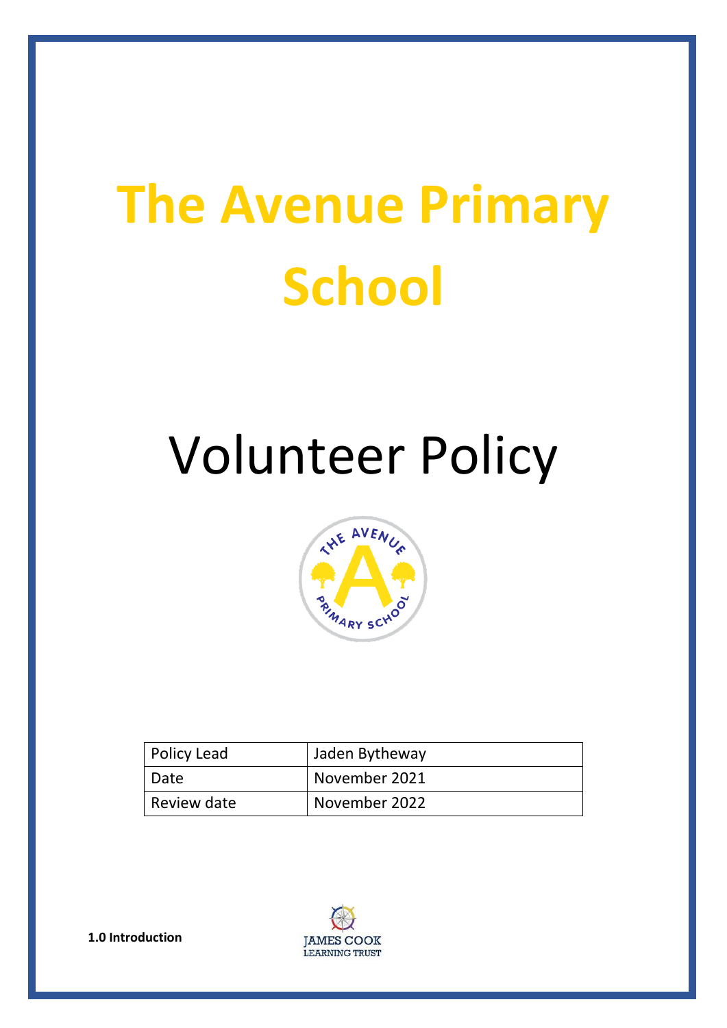# The Avenue Primary School

# Volunteer Policy

| Policy Lead | Jaden Bytheway |
|---|---|
| Date | November 2021 |
| Review date | November 2022 |

**1.0 Introduction**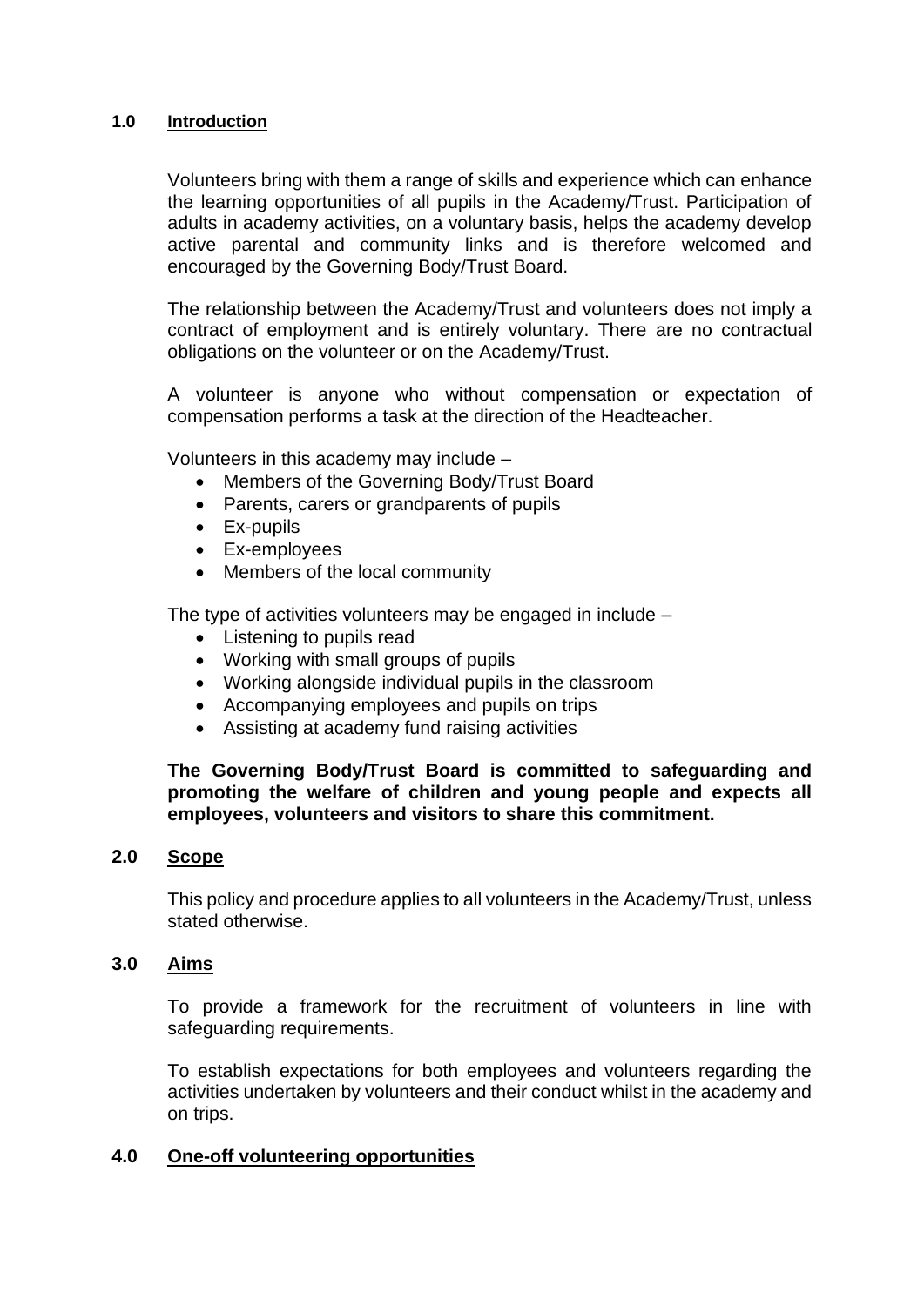## 1.0 Introduction

Volunteers bring with them a range of skills and experience which can enhance the learning opportunities of all pupils in the Academy/Trust. Participation of adults in academy activities, on a voluntary basis, helps the academy develop active parental and community links and is therefore welcomed and encouraged by the Governing Body/Trust Board.

The relationship between the Academy/Trust and volunteers does not imply a contract of employment and is entirely voluntary. There are no contractual obligations on the volunteer or on the Academy/Trust.

A volunteer is anyone who without compensation or expectation of compensation performs a task at the direction of the Headteacher.

Volunteers in this academy may include –

- Members of the Governing Body/Trust Board
- Parents, carers or grandparents of pupils
- Ex-pupils
- Ex-employees
- Members of the local community

The type of activities volunteers may be engaged in include –

- Listening to pupils read
- Working with small groups of pupils
- Working alongside individual pupils in the classroom
- Accompanying employees and pupils on trips
- Assisting at academy fund raising activities

**The Governing Body/Trust Board is committed to safeguarding and promoting the welfare of children and young people and expects all employees, volunteers and visitors to share this commitment.**

## 2.0 Scope

This policy and procedure applies to all volunteers in the Academy/Trust, unless stated otherwise.

## 3.0 Aims

To provide a framework for the recruitment of volunteers in line with safeguarding requirements.

To establish expectations for both employees and volunteers regarding the activities undertaken by volunteers and their conduct whilst in the academy and on trips.

## 4.0 One-off volunteering opportunities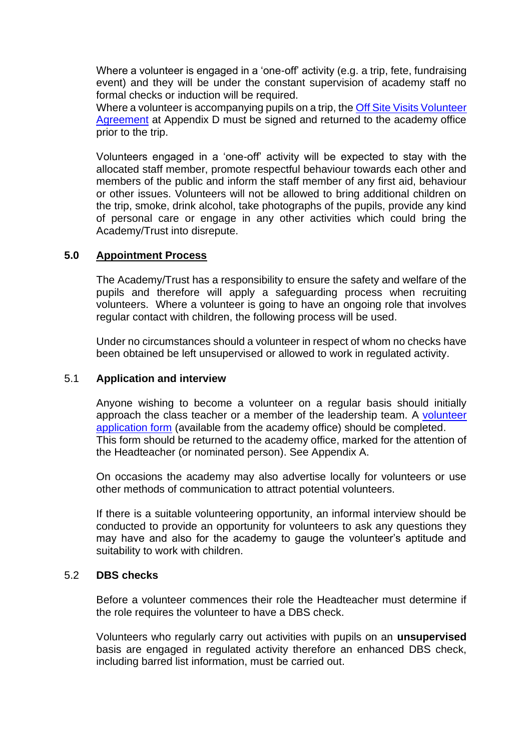Where a volunteer is engaged in a 'one-off' activity (e.g. a trip, fete, fundraising event) and they will be under the constant supervision of academy staff no formal checks or induction will be required.
Where a volunteer is accompanying pupils on a trip, the Off Site Visits Volunteer Agreement at Appendix D must be signed and returned to the academy office prior to the trip.

Volunteers engaged in a 'one-off' activity will be expected to stay with the allocated staff member, promote respectful behaviour towards each other and members of the public and inform the staff member of any first aid, behaviour or other issues. Volunteers will not be allowed to bring additional children on the trip, smoke, drink alcohol, take photographs of the pupils, provide any kind of personal care or engage in any other activities which could bring the Academy/Trust into disrepute.

## 5.0 Appointment Process

The Academy/Trust has a responsibility to ensure the safety and welfare of the pupils and therefore will apply a safeguarding process when recruiting volunteers. Where a volunteer is going to have an ongoing role that involves regular contact with children, the following process will be used.

Under no circumstances should a volunteer in respect of whom no checks have been obtained be left unsupervised or allowed to work in regulated activity.

### 5.1 Application and interview

Anyone wishing to become a volunteer on a regular basis should initially approach the class teacher or a member of the leadership team. A volunteer application form (available from the academy office) should be completed.
This form should be returned to the academy office, marked for the attention of the Headteacher (or nominated person). See Appendix A.

On occasions the academy may also advertise locally for volunteers or use other methods of communication to attract potential volunteers.

If there is a suitable volunteering opportunity, an informal interview should be conducted to provide an opportunity for volunteers to ask any questions they may have and also for the academy to gauge the volunteer's aptitude and suitability to work with children.

### 5.2 DBS checks

Before a volunteer commences their role the Headteacher must determine if the role requires the volunteer to have a DBS check.

Volunteers who regularly carry out activities with pupils on an **unsupervised** basis are engaged in regulated activity therefore an enhanced DBS check, including barred list information, must be carried out.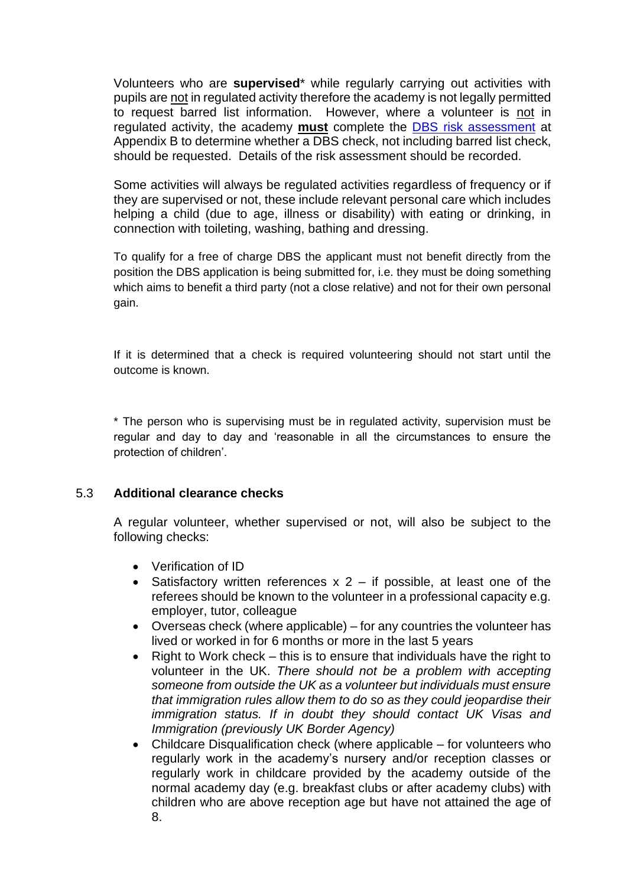Volunteers who are **supervised**\* while regularly carrying out activities with pupils are not in regulated activity therefore the academy is not legally permitted to request barred list information. However, where a volunteer is not in regulated activity, the academy **must** complete the DBS risk assessment at Appendix B to determine whether a DBS check, not including barred list check, should be requested. Details of the risk assessment should be recorded.

Some activities will always be regulated activities regardless of frequency or if they are supervised or not, these include relevant personal care which includes helping a child (due to age, illness or disability) with eating or drinking, in connection with toileting, washing, bathing and dressing.

To qualify for a free of charge DBS the applicant must not benefit directly from the position the DBS application is being submitted for, i.e. they must be doing something which aims to benefit a third party (not a close relative) and not for their own personal gain.

If it is determined that a check is required volunteering should not start until the outcome is known.

\* The person who is supervising must be in regulated activity, supervision must be regular and day to day and 'reasonable in all the circumstances to ensure the protection of children'.

### 5.3 Additional clearance checks

A regular volunteer, whether supervised or not, will also be subject to the following checks:

- Verification of ID
- Satisfactory written references x 2 – if possible, at least one of the referees should be known to the volunteer in a professional capacity e.g. employer, tutor, colleague
- Overseas check (where applicable) – for any countries the volunteer has lived or worked in for 6 months or more in the last 5 years
- Right to Work check – this is to ensure that individuals have the right to volunteer in the UK. *There should not be a problem with accepting someone from outside the UK as a volunteer but individuals must ensure that immigration rules allow them to do so as they could jeopardise their immigration status. If in doubt they should contact UK Visas and Immigration (previously UK Border Agency)*
- Childcare Disqualification check (where applicable – for volunteers who regularly work in the academy's nursery and/or reception classes or regularly work in childcare provided by the academy outside of the normal academy day (e.g. breakfast clubs or after academy clubs) with children who are above reception age but have not attained the age of 8.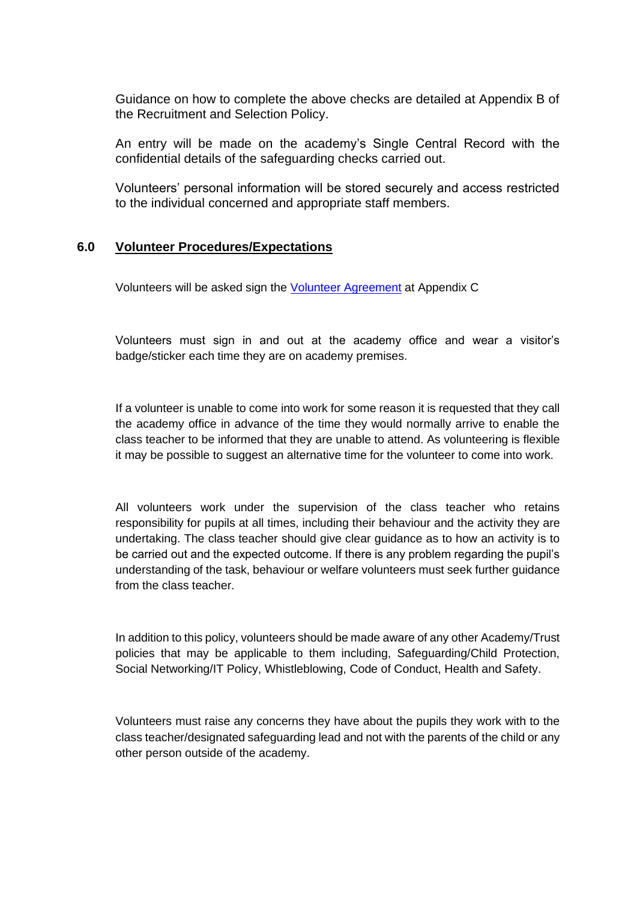Guidance on how to complete the above checks are detailed at Appendix B of the Recruitment and Selection Policy.

An entry will be made on the academy's Single Central Record with the confidential details of the safeguarding checks carried out.

Volunteers' personal information will be stored securely and access restricted to the individual concerned and appropriate staff members.

## 6.0 Volunteer Procedures/Expectations

Volunteers will be asked sign the Volunteer Agreement at Appendix C

Volunteers must sign in and out at the academy office and wear a visitor's badge/sticker each time they are on academy premises.

If a volunteer is unable to come into work for some reason it is requested that they call the academy office in advance of the time they would normally arrive to enable the class teacher to be informed that they are unable to attend. As volunteering is flexible it may be possible to suggest an alternative time for the volunteer to come into work.

All volunteers work under the supervision of the class teacher who retains responsibility for pupils at all times, including their behaviour and the activity they are undertaking. The class teacher should give clear guidance as to how an activity is to be carried out and the expected outcome. If there is any problem regarding the pupil's understanding of the task, behaviour or welfare volunteers must seek further guidance from the class teacher.

In addition to this policy, volunteers should be made aware of any other Academy/Trust policies that may be applicable to them including, Safeguarding/Child Protection, Social Networking/IT Policy, Whistleblowing, Code of Conduct, Health and Safety.

Volunteers must raise any concerns they have about the pupils they work with to the class teacher/designated safeguarding lead and not with the parents of the child or any other person outside of the academy.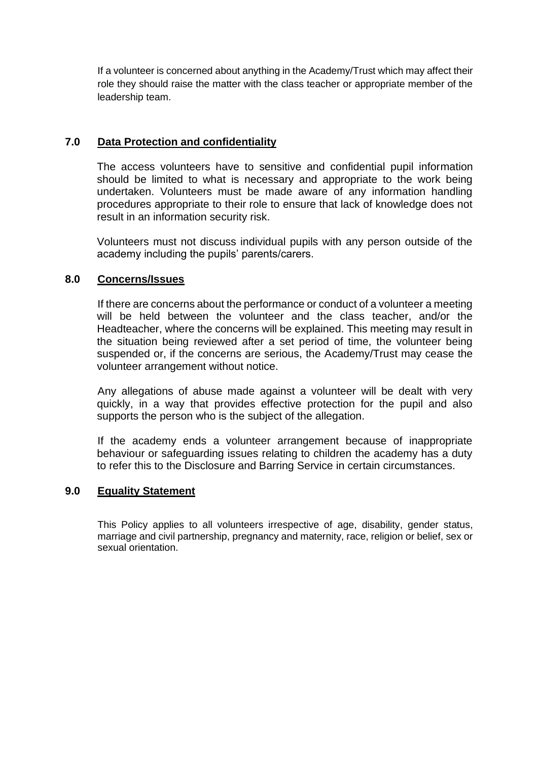If a volunteer is concerned about anything in the Academy/Trust which may affect their role they should raise the matter with the class teacher or appropriate member of the leadership team.

## 7.0 Data Protection and confidentiality

The access volunteers have to sensitive and confidential pupil information should be limited to what is necessary and appropriate to the work being undertaken. Volunteers must be made aware of any information handling procedures appropriate to their role to ensure that lack of knowledge does not result in an information security risk.

Volunteers must not discuss individual pupils with any person outside of the academy including the pupils' parents/carers.

## 8.0 Concerns/Issues

If there are concerns about the performance or conduct of a volunteer a meeting will be held between the volunteer and the class teacher, and/or the Headteacher, where the concerns will be explained. This meeting may result in the situation being reviewed after a set period of time, the volunteer being suspended or, if the concerns are serious, the Academy/Trust may cease the volunteer arrangement without notice.

Any allegations of abuse made against a volunteer will be dealt with very quickly, in a way that provides effective protection for the pupil and also supports the person who is the subject of the allegation.

If the academy ends a volunteer arrangement because of inappropriate behaviour or safeguarding issues relating to children the academy has a duty to refer this to the Disclosure and Barring Service in certain circumstances.

## 9.0 Equality Statement

This Policy applies to all volunteers irrespective of age, disability, gender status, marriage and civil partnership, pregnancy and maternity, race, religion or belief, sex or sexual orientation.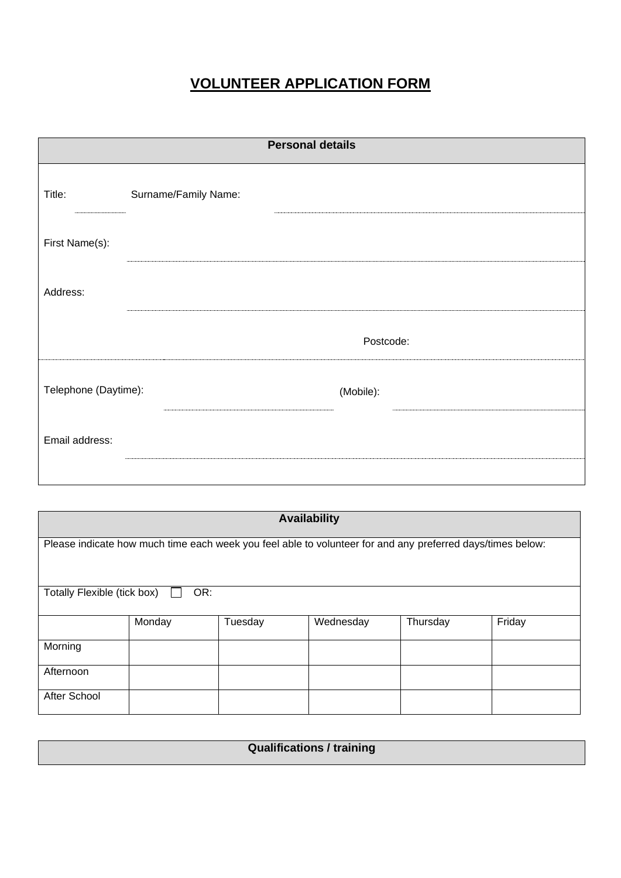# VOLUNTEER APPLICATION FORM

| Personal details |
| --- |

Title: ............ Surname/Family Name: ............

First Name(s): ............

Address: ............

Postcode: ............

Telephone (Daytime): ............ (Mobile): ............

Email address: ............

| Availability |
| --- |
| Please indicate how much time each week you feel able to volunteer for and any preferred days/times below: |
| Totally Flexible (tick box) ☐ OR: |

| | Monday | Tuesday | Wednesday | Thursday | Friday |
| --- | --- | --- | --- | --- | --- |
| Morning | | | | | |
| Afternoon | | | | | |
| After School | | | | | |

| Qualifications / training |
| --- |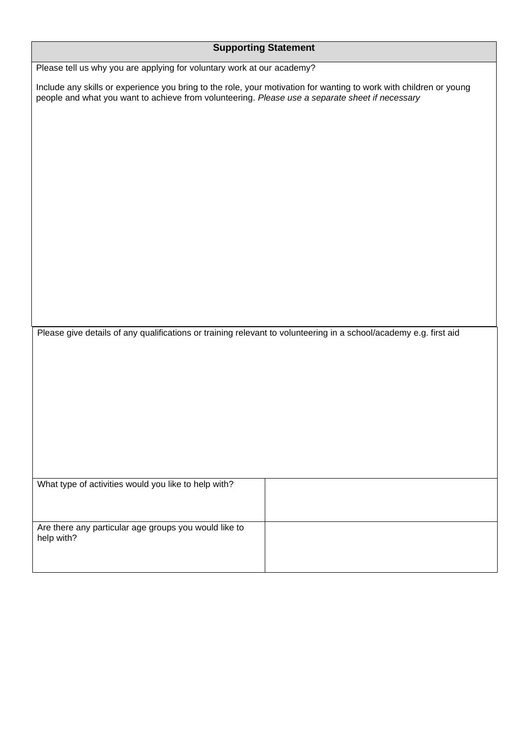| Supporting Statement |
|---|
| Please tell us why you are applying for voluntary work at our academy?<br><br>Include any skills or experience you bring to the role, your motivation for wanting to work with children or young people and what you want to achieve from volunteering. *Please use a separate sheet if necessary* |

| Please give details of any qualifications or training relevant to volunteering in a school/academy e.g. first aid |
|---|
| |

| | |
|---|---|
| What type of activities would you like to help with? | |
| Are there any particular age groups you would like to help with? | |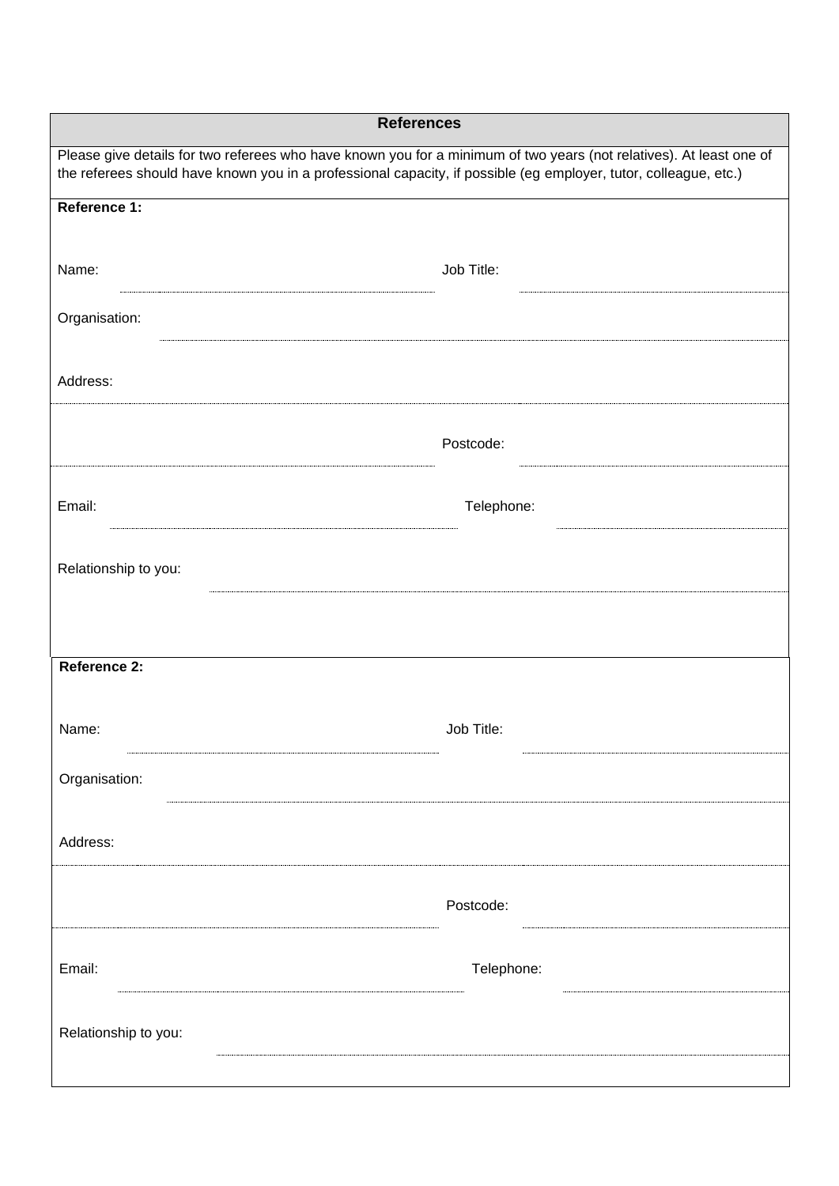## References

Please give details for two referees who have known you for a minimum of two years (not relatives). At least one of the referees should have known you in a professional capacity, if possible (eg employer, tutor, colleague, etc.)

**Reference 1:**

Name: ____________________ Job Title: ____________________

Organisation: ____________________

Address: ____________________

____________________ Postcode: ____________________

Email: ____________________ Telephone: ____________________

Relationship to you: ____________________

**Reference 2:**

Name: ____________________ Job Title: ____________________

Organisation: ____________________

Address: ____________________

____________________ Postcode: ____________________

Email: ____________________ Telephone: ____________________

Relationship to you: ____________________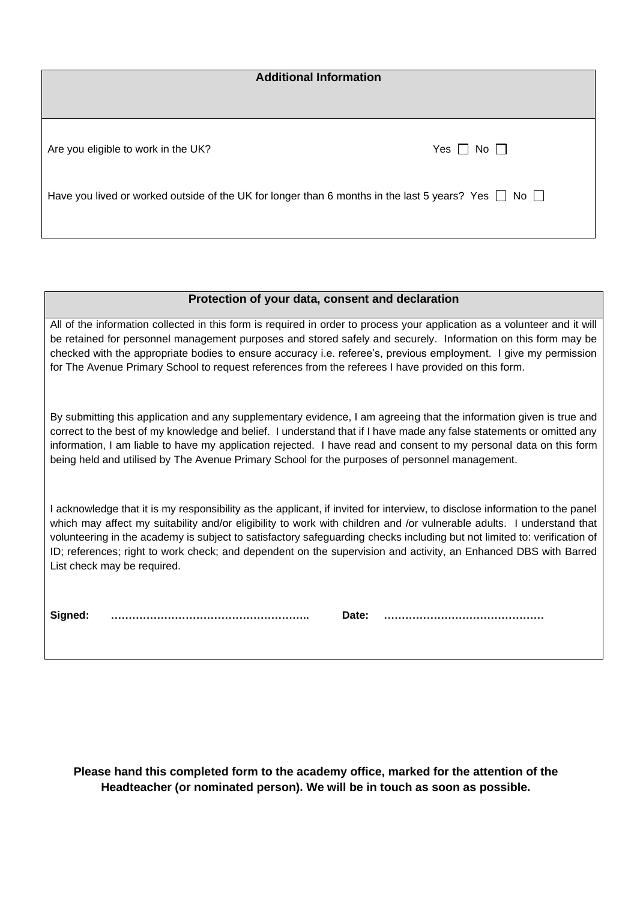## Additional Information

Are you eligible to work in the UK? Yes ☐ No ☐

Have you lived or worked outside of the UK for longer than 6 months in the last 5 years? Yes ☐ No ☐

## Protection of your data, consent and declaration

All of the information collected in this form is required in order to process your application as a volunteer and it will be retained for personnel management purposes and stored safely and securely. Information on this form may be checked with the appropriate bodies to ensure accuracy i.e. referee's, previous employment. I give my permission for The Avenue Primary School to request references from the referees I have provided on this form.

By submitting this application and any supplementary evidence, I am agreeing that the information given is true and correct to the best of my knowledge and belief. I understand that if I have made any false statements or omitted any information, I am liable to have my application rejected. I have read and consent to my personal data on this form being held and utilised by The Avenue Primary School for the purposes of personnel management.

I acknowledge that it is my responsibility as the applicant, if invited for interview, to disclose information to the panel which may affect my suitability and/or eligibility to work with children and /or vulnerable adults. I understand that volunteering in the academy is subject to satisfactory safeguarding checks including but not limited to: verification of ID; references; right to work check; and dependent on the supervision and activity, an Enhanced DBS with Barred List check may be required.

**Signed:** ……………………………………………….. **Date:** ………………………………………

**Please hand this completed form to the academy office, marked for the attention of the Headteacher (or nominated person). We will be in touch as soon as possible.**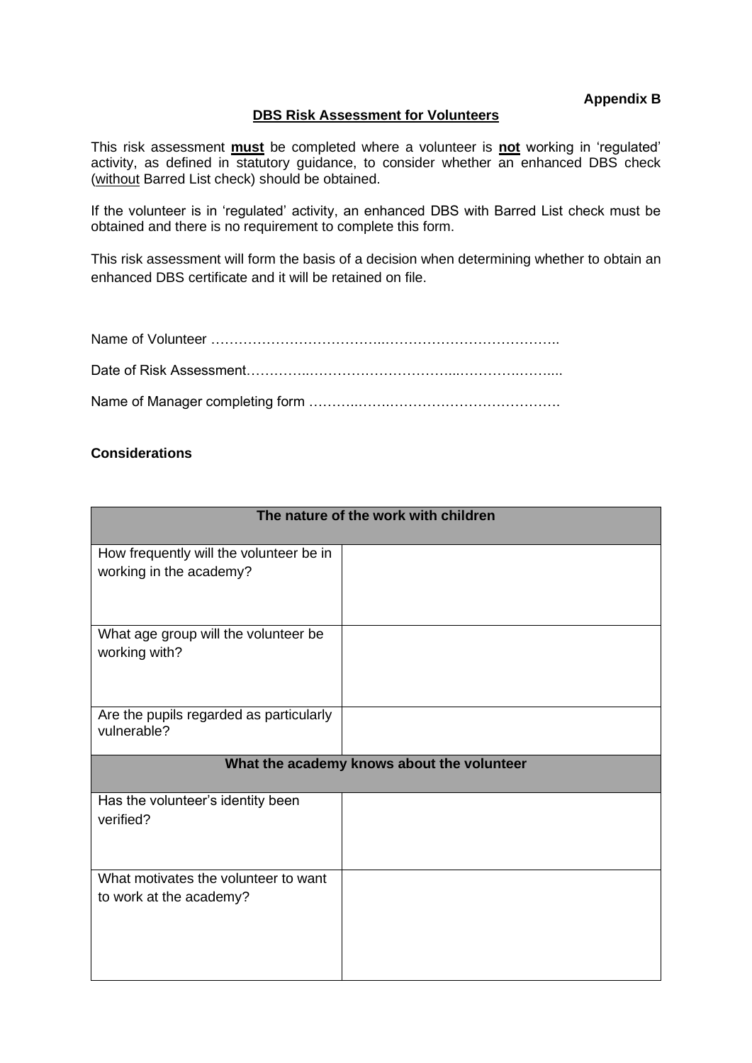**Appendix B**

## DBS Risk Assessment for Volunteers

This risk assessment **must** be completed where a volunteer is **not** working in 'regulated' activity, as defined in statutory guidance, to consider whether an enhanced DBS check (without Barred List check) should be obtained.

If the volunteer is in 'regulated' activity, an enhanced DBS with Barred List check must be obtained and there is no requirement to complete this form.

This risk assessment will form the basis of a decision when determining whether to obtain an enhanced DBS certificate and it will be retained on file.

Name of Volunteer ……………………………..………………………………..

Date of Risk Assessment…………..……………………………...…………….……....

Name of Manager completing form ………..……….…………………………….

**Considerations**

| The nature of the work with children | |
|---|---|
| How frequently will the volunteer be in working in the academy? | |
| What age group will the volunteer be working with? | |
| Are the pupils regarded as particularly vulnerable? | |
| **What the academy knows about the volunteer** | |
| Has the volunteer's identity been verified? | |
| What motivates the volunteer to want to work at the academy? | |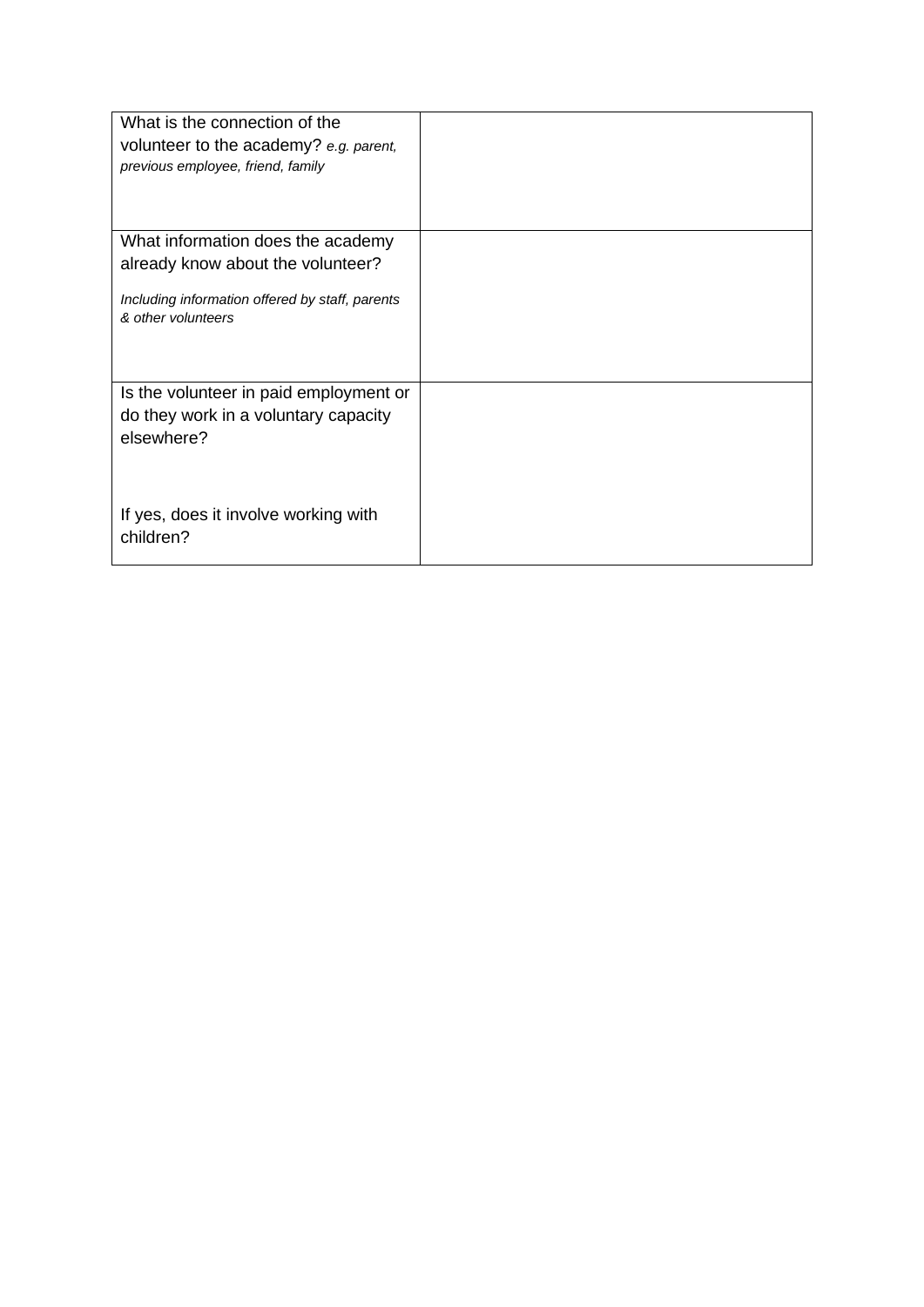| | |
|---|---|
| What is the connection of the volunteer to the academy? *e.g. parent, previous employee, friend, family* | |
| What information does the academy already know about the volunteer?<br><br>*Including information offered by staff, parents & other volunteers* | |
| Is the volunteer in paid employment or do they work in a voluntary capacity elsewhere?<br><br>If yes, does it involve working with children? | |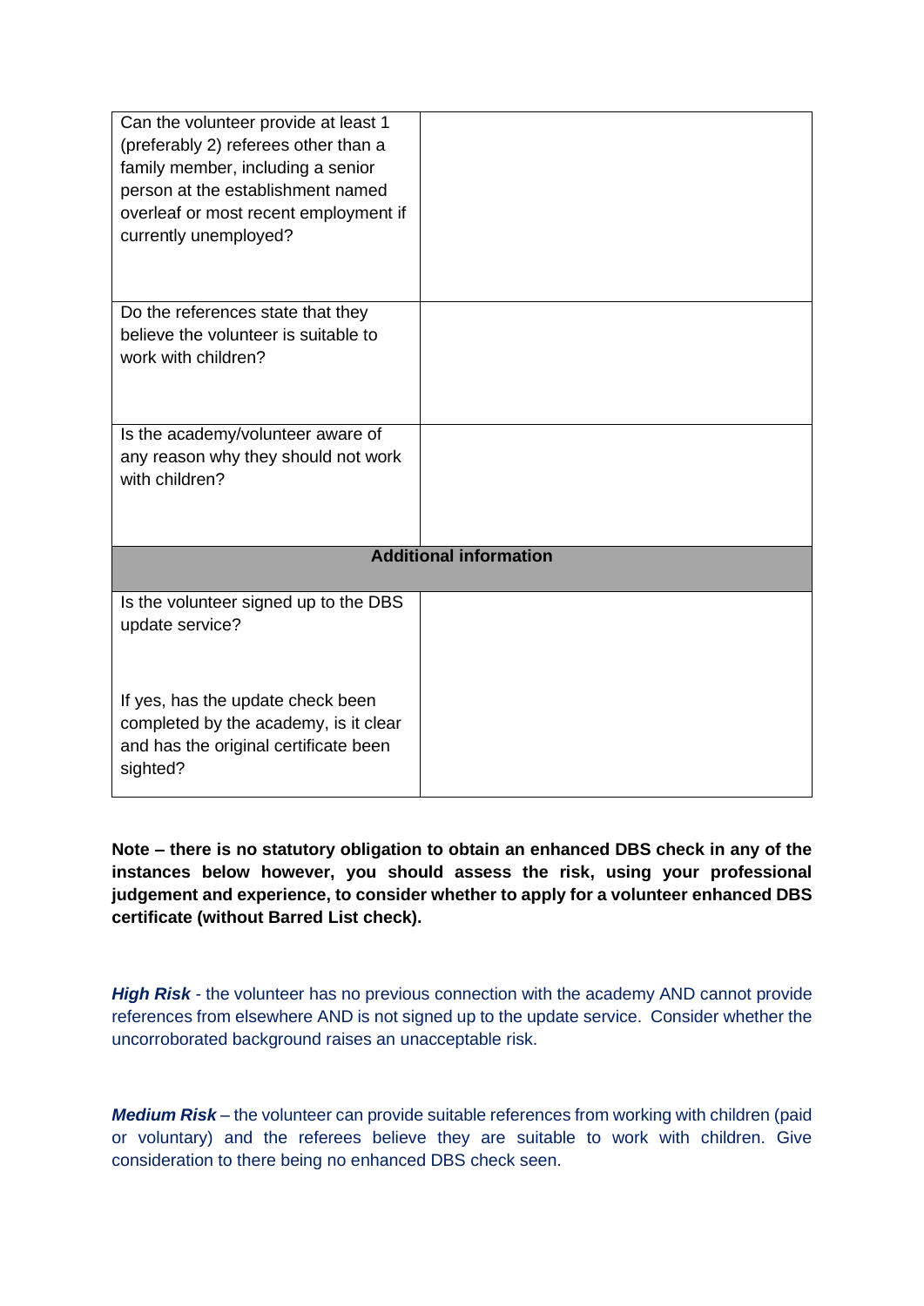| | |
|---|---|
| Can the volunteer provide at least 1 (preferably 2) referees other than a family member, including a senior person at the establishment named overleaf or most recent employment if currently unemployed? | |
| Do the references state that they believe the volunteer is suitable to work with children? | |
| Is the academy/volunteer aware of any reason why they should not work with children? | |
| **Additional information** | |
| Is the volunteer signed up to the DBS update service?<br><br>If yes, has the update check been completed by the academy, is it clear and has the original certificate been sighted? | |

**Note – there is no statutory obligation to obtain an enhanced DBS check in any of the instances below however, you should assess the risk, using your professional judgement and experience, to consider whether to apply for a volunteer enhanced DBS certificate (without Barred List check).**

***High Risk*** - the volunteer has no previous connection with the academy AND cannot provide references from elsewhere AND is not signed up to the update service. Consider whether the uncorroborated background raises an unacceptable risk.

***Medium Risk*** – the volunteer can provide suitable references from working with children (paid or voluntary) and the referees believe they are suitable to work with children. Give consideration to there being no enhanced DBS check seen.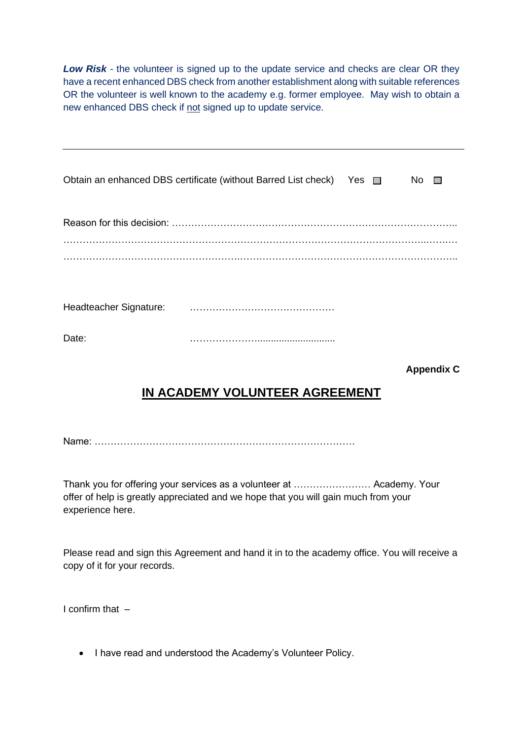***Low Risk*** - the volunteer is signed up to the update service and checks are clear OR they have a recent enhanced DBS check from another establishment along with suitable references OR the volunteer is well known to the academy e.g. former employee. May wish to obtain a new enhanced DBS check if not signed up to update service.

---

Obtain an enhanced DBS certificate (without Barred List check) Yes ☐ No ☐

Reason for this decision: …………………………………………………………………………………..
…………………………………………………………………………………………………………………
…………………………………………………………………………………………………………………

Headteacher Signature: ……………………………………….

Date: ……………………………………….

**Appendix C**

## IN ACADEMY VOLUNTEER AGREEMENT

Name: ……………………………………………………………………….

Thank you for offering your services as a volunteer at …………………… Academy. Your offer of help is greatly appreciated and we hope that you will gain much from your experience here.

Please read and sign this Agreement and hand it in to the academy office. You will receive a copy of it for your records.

I confirm that –

- I have read and understood the Academy's Volunteer Policy.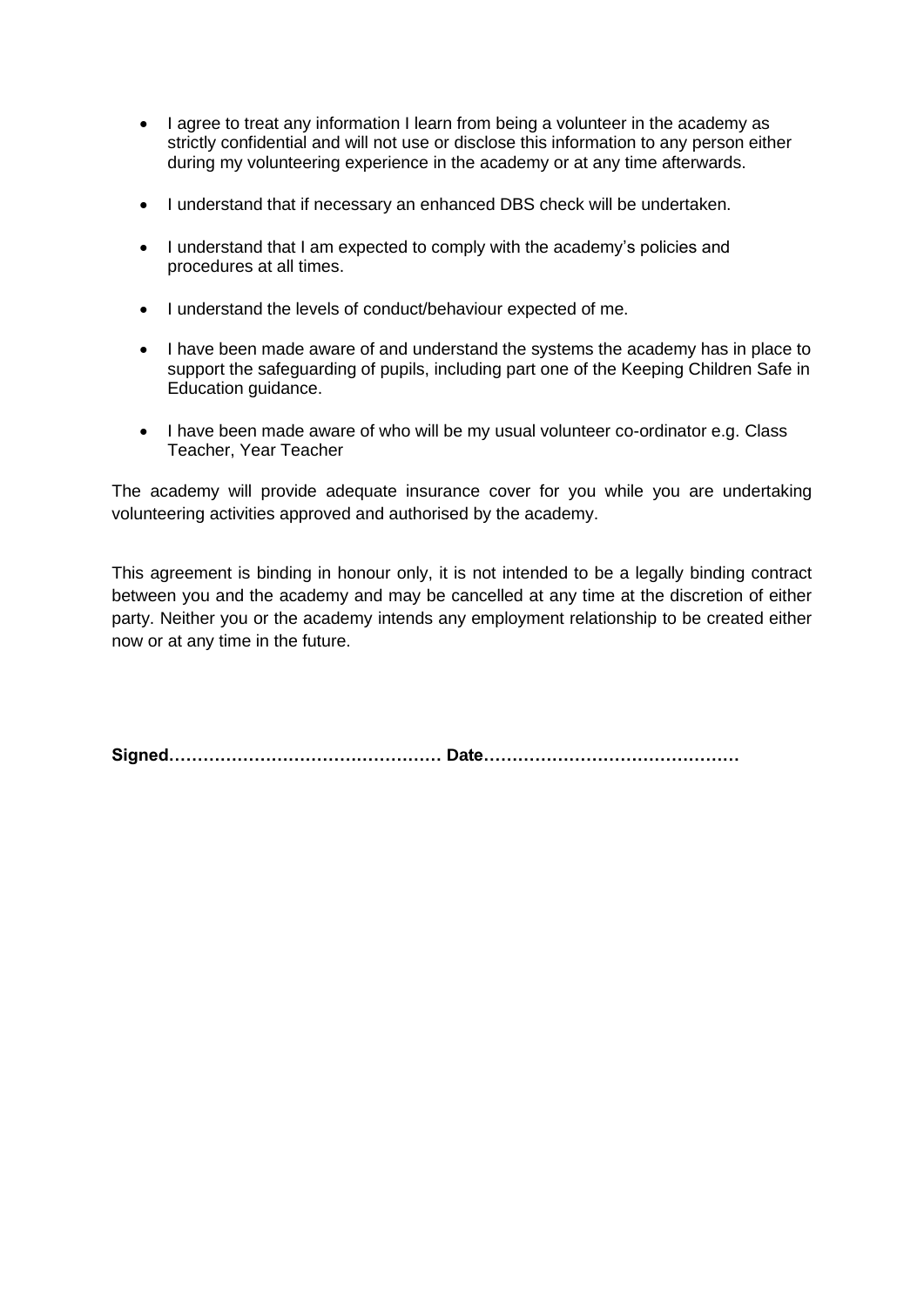- I agree to treat any information I learn from being a volunteer in the academy as strictly confidential and will not use or disclose this information to any person either during my volunteering experience in the academy or at any time afterwards.

- I understand that if necessary an enhanced DBS check will be undertaken.

- I understand that I am expected to comply with the academy's policies and procedures at all times.

- I understand the levels of conduct/behaviour expected of me.

- I have been made aware of and understand the systems the academy has in place to support the safeguarding of pupils, including part one of the Keeping Children Safe in Education guidance.

- I have been made aware of who will be my usual volunteer co-ordinator e.g. Class Teacher, Year Teacher

The academy will provide adequate insurance cover for you while you are undertaking volunteering activities approved and authorised by the academy.

This agreement is binding in honour only, it is not intended to be a legally binding contract between you and the academy and may be cancelled at any time at the discretion of either party. Neither you or the academy intends any employment relationship to be created either now or at any time in the future.

**Signed………………………………………… Date………………………………………**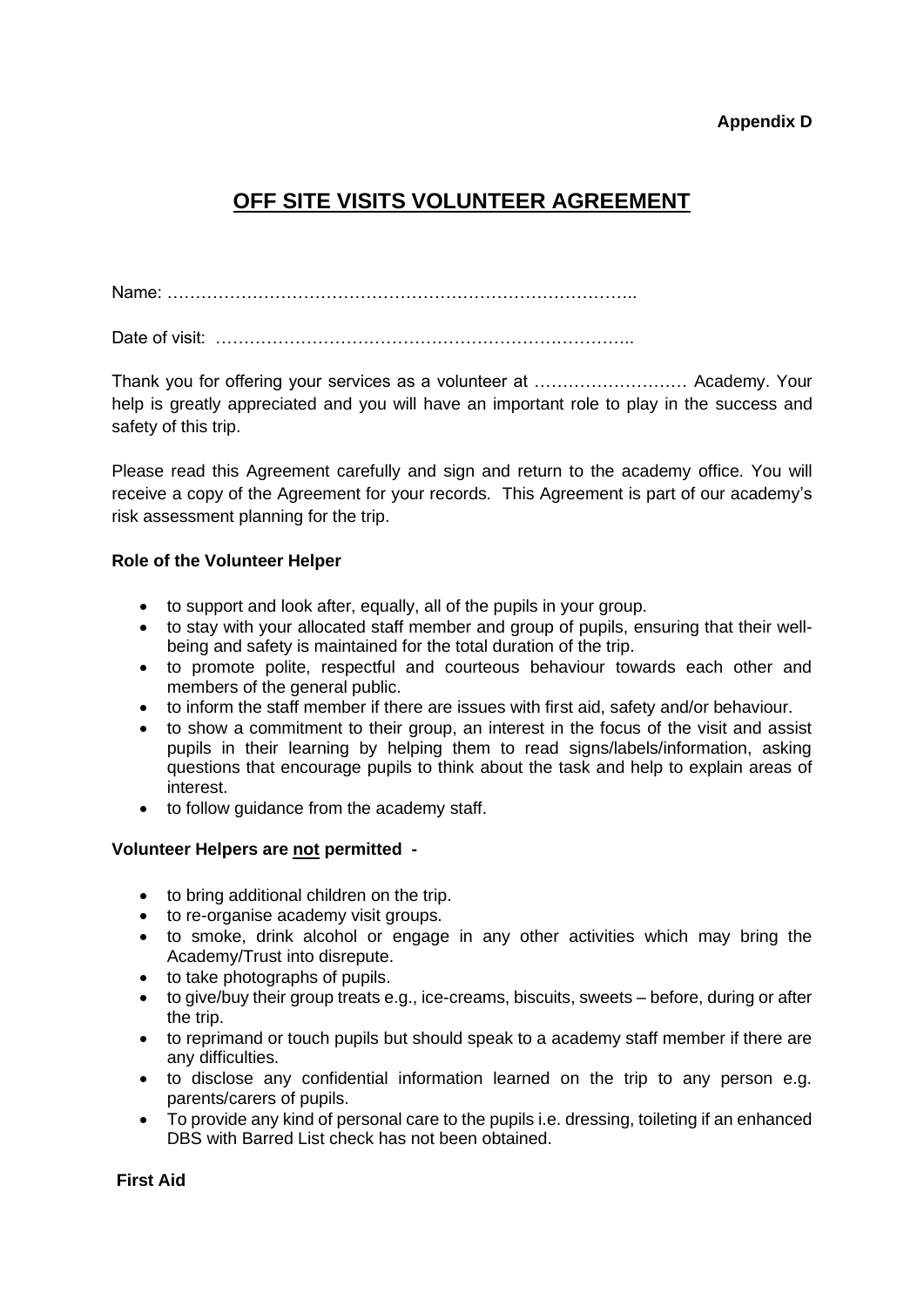**Appendix D**

# OFF SITE VISITS VOLUNTEER AGREEMENT

Name: ………………………………………………………………………..

Date of visit: ………………………………………………………………..

Thank you for offering your services as a volunteer at ……………………… Academy. Your help is greatly appreciated and you will have an important role to play in the success and safety of this trip.

Please read this Agreement carefully and sign and return to the academy office. You will receive a copy of the Agreement for your records. This Agreement is part of our academy's risk assessment planning for the trip.

**Role of the Volunteer Helper**

- to support and look after, equally, all of the pupils in your group.
- to stay with your allocated staff member and group of pupils, ensuring that their well-being and safety is maintained for the total duration of the trip.
- to promote polite, respectful and courteous behaviour towards each other and members of the general public.
- to inform the staff member if there are issues with first aid, safety and/or behaviour.
- to show a commitment to their group, an interest in the focus of the visit and assist pupils in their learning by helping them to read signs/labels/information, asking questions that encourage pupils to think about the task and help to explain areas of interest.
- to follow guidance from the academy staff.

**Volunteer Helpers are <u>not</u> permitted -**

- to bring additional children on the trip.
- to re-organise academy visit groups.
- to smoke, drink alcohol or engage in any other activities which may bring the Academy/Trust into disrepute.
- to take photographs of pupils.
- to give/buy their group treats e.g., ice-creams, biscuits, sweets – before, during or after the trip.
- to reprimand or touch pupils but should speak to a academy staff member if there are any difficulties.
- to disclose any confidential information learned on the trip to any person e.g. parents/carers of pupils.
- To provide any kind of personal care to the pupils i.e. dressing, toileting if an enhanced DBS with Barred List check has not been obtained.

**First Aid**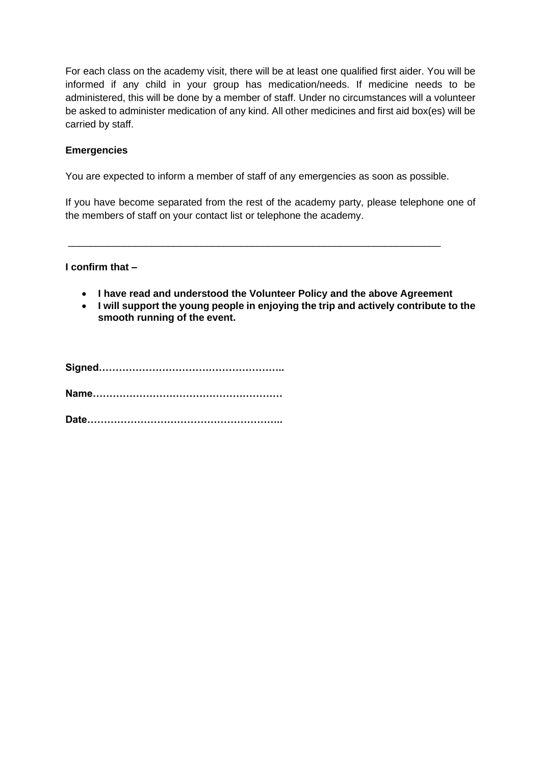For each class on the academy visit, there will be at least one qualified first aider. You will be informed if any child in your group has medication/needs. If medicine needs to be administered, this will be done by a member of staff. Under no circumstances will a volunteer be asked to administer medication of any kind. All other medicines and first aid box(es) will be carried by staff.

**Emergencies**

You are expected to inform a member of staff of any emergencies as soon as possible.

If you have become separated from the rest of the academy party, please telephone one of the members of staff on your contact list or telephone the academy.

---

**I confirm that –**

- **I have read and understood the Volunteer Policy and the above Agreement**
- **I will support the young people in enjoying the trip and actively contribute to the smooth running of the event.**

**Signed………………………………………………..**

**Name…………………………………………………**

**Date…………………………………………………..**